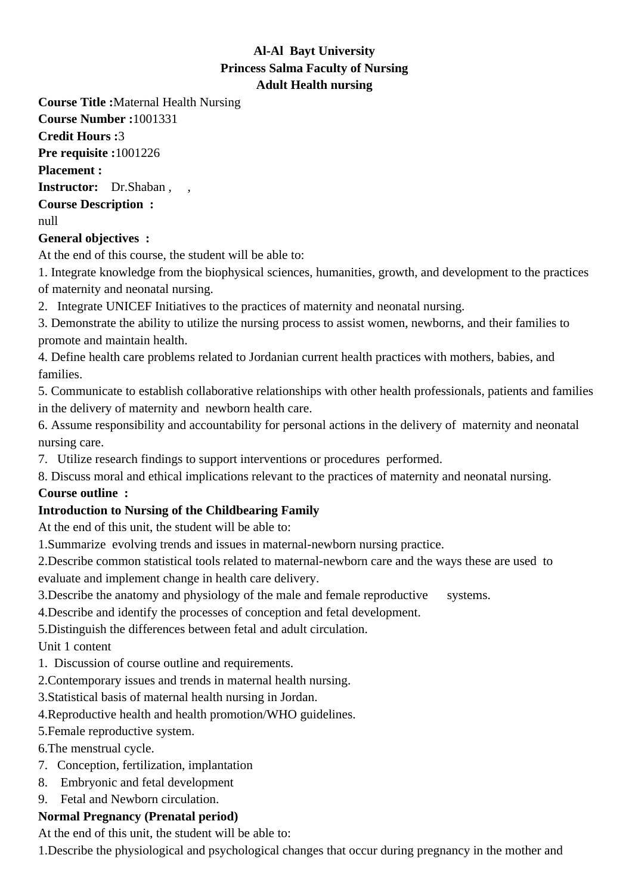**Al-Al Bayt University**
**Princess Salma Faculty of Nursing**
**Adult Health nursing**

**Course Title :**Maternal Health Nursing
**Course Number :**1001331
**Credit Hours :**3
**Pre requisite :**1001226
**Placement :**
**Instructor:** Dr.Shaban , ,
**Course Description :**
null
**General objectives :**
At the end of this course, the student will be able to:
1. Integrate knowledge from the biophysical sciences, humanities, growth, and development to the practices of maternity and neonatal nursing.
2. Integrate UNICEF Initiatives to the practices of maternity and neonatal nursing.
3. Demonstrate the ability to utilize the nursing process to assist women, newborns, and their families to promote and maintain health.
4. Define health care problems related to Jordanian current health practices with mothers, babies, and families.
5. Communicate to establish collaborative relationships with other health professionals, patients and families in the delivery of maternity and newborn health care.
6. Assume responsibility and accountability for personal actions in the delivery of maternity and neonatal nursing care.
7. Utilize research findings to support interventions or procedures performed.
8. Discuss moral and ethical implications relevant to the practices of maternity and neonatal nursing.

**Course outline :**

**Introduction to Nursing of the Childbearing Family**
At the end of this unit, the student will be able to:
1.Summarize evolving trends and issues in maternal-newborn nursing practice.
2.Describe common statistical tools related to maternal-newborn care and the ways these are used to evaluate and implement change in health care delivery.
3.Describe the anatomy and physiology of the male and female reproductive systems.
4.Describe and identify the processes of conception and fetal development.
5.Distinguish the differences between fetal and adult circulation.
Unit 1 content
1. Discussion of course outline and requirements.
2.Contemporary issues and trends in maternal health nursing.
3.Statistical basis of maternal health nursing in Jordan.
4.Reproductive health and health promotion/WHO guidelines.
5.Female reproductive system.
6.The menstrual cycle.
7. Conception, fertilization, implantation
8. Embryonic and fetal development
9. Fetal and Newborn circulation.

**Normal Pregnancy (Prenatal period)**
At the end of this unit, the student will be able to:
1.Describe the physiological and psychological changes that occur during pregnancy in the mother and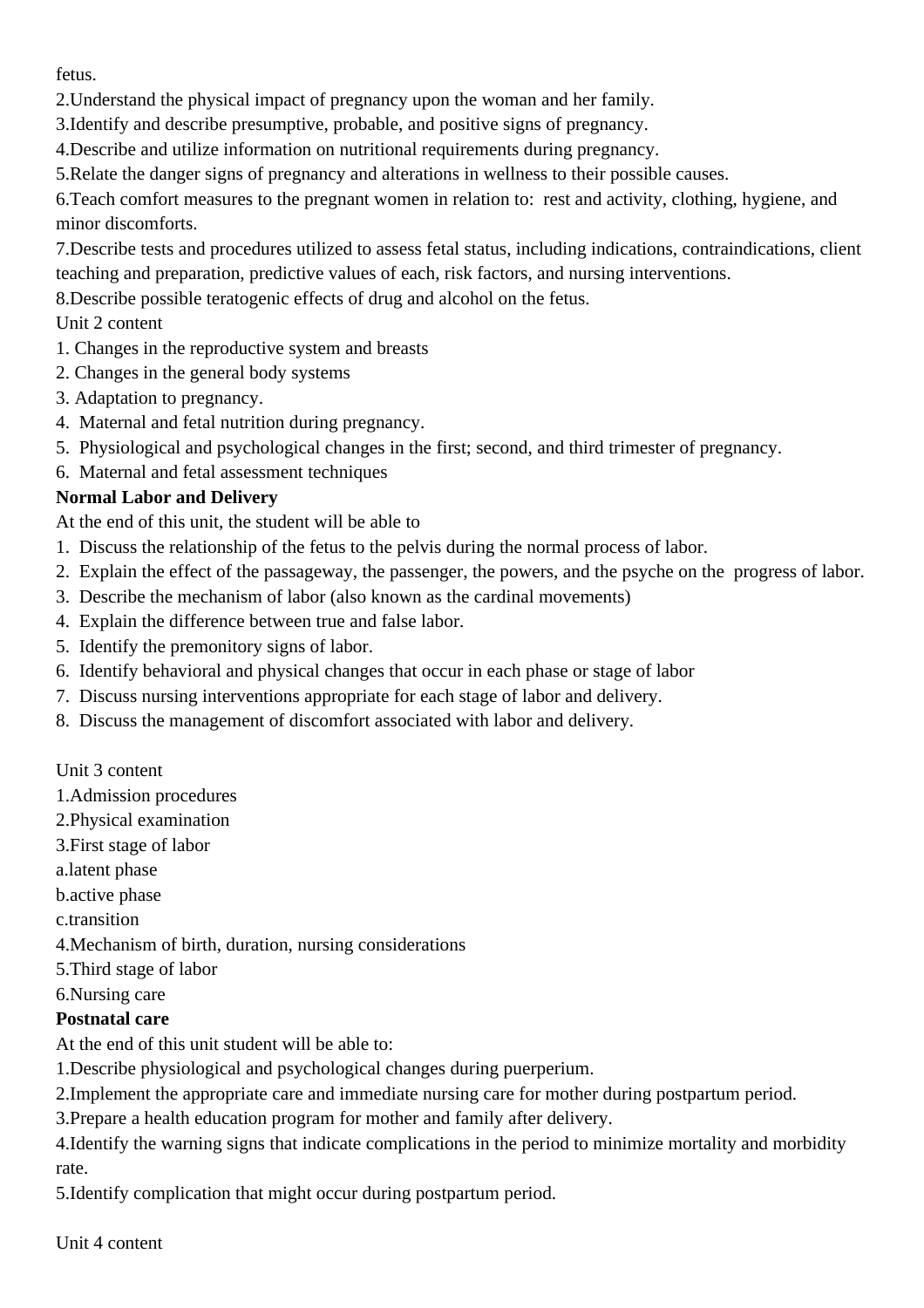fetus.

2.Understand the physical impact of pregnancy upon the woman and her family.

3.Identify and describe presumptive, probable, and positive signs of pregnancy.

4.Describe and utilize information on nutritional requirements during pregnancy.

5.Relate the danger signs of pregnancy and alterations in wellness to their possible causes.

6.Teach comfort measures to the pregnant women in relation to: rest and activity, clothing, hygiene, and minor discomforts.

7.Describe tests and procedures utilized to assess fetal status, including indications, contraindications, client teaching and preparation, predictive values of each, risk factors, and nursing interventions.

8.Describe possible teratogenic effects of drug and alcohol on the fetus.

Unit 2 content

1. Changes in the reproductive system and breasts
2. Changes in the general body systems
3. Adaptation to pregnancy.
4. Maternal and fetal nutrition during pregnancy.
5. Physiological and psychological changes in the first; second, and third trimester of pregnancy.
6. Maternal and fetal assessment techniques

**Normal Labor and Delivery**

At the end of this unit, the student will be able to

1. Discuss the relationship of the fetus to the pelvis during the normal process of labor.
2. Explain the effect of the passageway, the passenger, the powers, and the psyche on the progress of labor.
3. Describe the mechanism of labor (also known as the cardinal movements)
4. Explain the difference between true and false labor.
5. Identify the premonitory signs of labor.
6. Identify behavioral and physical changes that occur in each phase or stage of labor
7. Discuss nursing interventions appropriate for each stage of labor and delivery.
8. Discuss the management of discomfort associated with labor and delivery.

Unit 3 content

1.Admission procedures

2.Physical examination

3.First stage of labor

a.latent phase

b.active phase

c.transition

4.Mechanism of birth, duration, nursing considerations

5.Third stage of labor

6.Nursing care

**Postnatal care**

At the end of this unit student will be able to:

1.Describe physiological and psychological changes during puerperium.

2.Implement the appropriate care and immediate nursing care for mother during postpartum period.

3.Prepare a health education program for mother and family after delivery.

4.Identify the warning signs that indicate complications in the period to minimize mortality and morbidity rate.

5.Identify complication that might occur during postpartum period.

Unit 4 content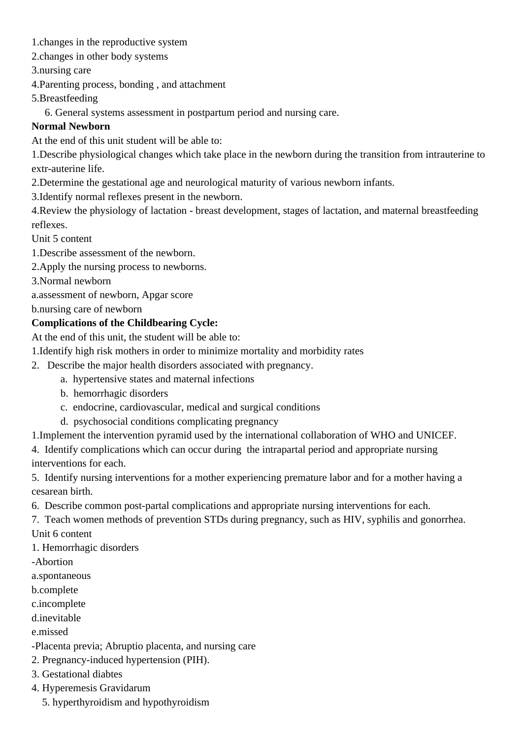1.changes in the reproductive system
2.changes in other body systems
3.nursing care
4.Parenting process, bonding , and attachment
5.Breastfeeding
6. General systems assessment in postpartum period and nursing care.

**Normal Newborn**

At the end of this unit student will be able to:
1.Describe physiological changes which take place in the newborn during the transition from intrauterine to extr-auterine life.
2.Determine the gestational age and neurological maturity of various newborn infants.
3.Identify normal reflexes present in the newborn.
4.Review the physiology of lactation - breast development, stages of lactation, and maternal breastfeeding reflexes.

Unit 5 content
1.Describe assessment of the newborn.
2.Apply the nursing process to newborns.
3.Normal newborn
a.assessment of newborn, Apgar score
b.nursing care of newborn

**Complications of the Childbearing Cycle:**

At the end of this unit, the student will be able to:
1.Identify high risk mothers in order to minimize mortality and morbidity rates
2. Describe the major health disorders associated with pregnancy.
   a. hypertensive states and maternal infections
   b. hemorrhagic disorders
   c. endocrine, cardiovascular, medical and surgical conditions
   d. psychosocial conditions complicating pregnancy
1.Implement the intervention pyramid used by the international collaboration of WHO and UNICEF.
4. Identify complications which can occur during the intrapartal period and appropriate nursing interventions for each.
5. Identify nursing interventions for a mother experiencing premature labor and for a mother having a cesarean birth.
6. Describe common post-partal complications and appropriate nursing interventions for each.
7. Teach women methods of prevention STDs during pregnancy, such as HIV, syphilis and gonorrhea.

Unit 6 content
1. Hemorrhagic disorders
-Abortion
a.spontaneous
b.complete
c.incomplete
d.inevitable
e.missed
-Placenta previa; Abruptio placenta, and nursing care
2. Pregnancy-induced hypertension (PIH).
3. Gestational diabtes
4. Hyperemesis Gravidarum
5. hyperthyroidism and hypothyroidism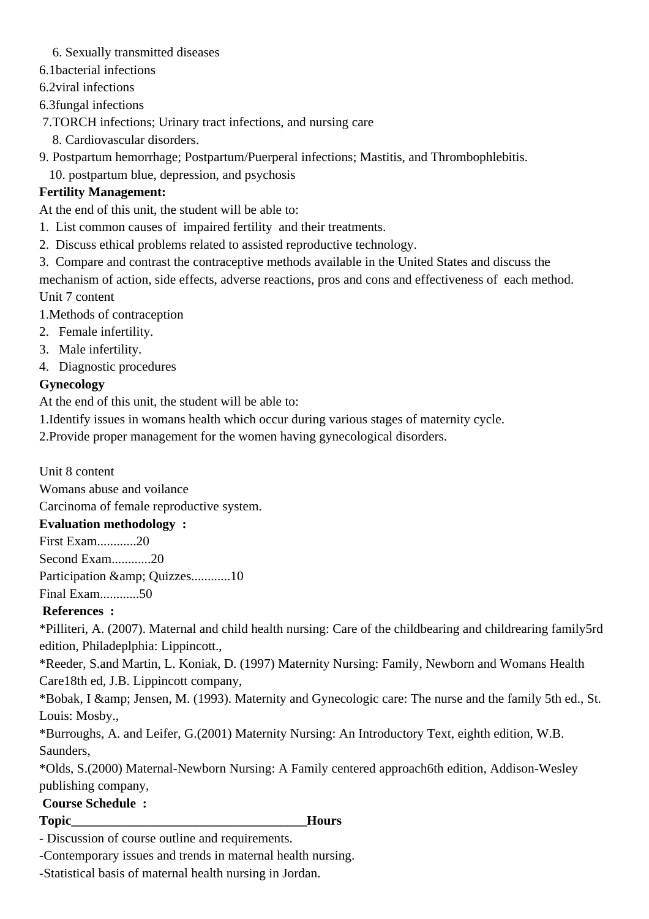6. Sexually transmitted diseases

6.1bacterial infections

6.2viral infections

6.3fungal infections

7.TORCH infections; Urinary tract infections, and nursing care

8. Cardiovascular disorders.

9. Postpartum hemorrhage; Postpartum/Puerperal infections; Mastitis, and Thrombophlebitis.

10. postpartum blue, depression, and psychosis

**Fertility Management:**

At the end of this unit, the student will be able to:

1. List common causes of impaired fertility and their treatments.
2. Discuss ethical problems related to assisted reproductive technology.
3. Compare and contrast the contraceptive methods available in the United States and discuss the mechanism of action, side effects, adverse reactions, pros and cons and effectiveness of each method.

Unit 7 content

1. Methods of contraception
2. Female infertility.
3. Male infertility.
4. Diagnostic procedures

**Gynecology**

At the end of this unit, the student will be able to:

1. Identify issues in womans health which occur during various stages of maternity cycle.
2. Provide proper management for the women having gynecological disorders.

Unit 8 content

Womans abuse and voilance

Carcinoma of female reproductive system.

**Evaluation methodology :**

First Exam............20

Second Exam............20

Participation &amp; Quizzes............10

Final Exam............50

**References :**

*Pilliteri, A. (2007). Maternal and child health nursing: Care of the childbearing and childrearing family5rd edition, Philadeplphia: Lippincott.,

*Reeder, S.and Martin, L. Koniak, D. (1997) Maternity Nursing: Family, Newborn and Womans Health Care18th ed, J.B. Lippincott company,

*Bobak, I &amp; Jensen, M. (1993). Maternity and Gynecologic care: The nurse and the family 5th ed., St. Louis: Mosby.,

*Burroughs, A. and Leifer, G.(2001) Maternity Nursing: An Introductory Text, eighth edition, W.B. Saunders,

*Olds, S.(2000) Maternal-Newborn Nursing: A Family centered approach6th edition, Addison-Wesley publishing company,

**Course Schedule :**

**Topic_____________________________________Hours**

- Discussion of course outline and requirements.

-Contemporary issues and trends in maternal health nursing.

-Statistical basis of maternal health nursing in Jordan.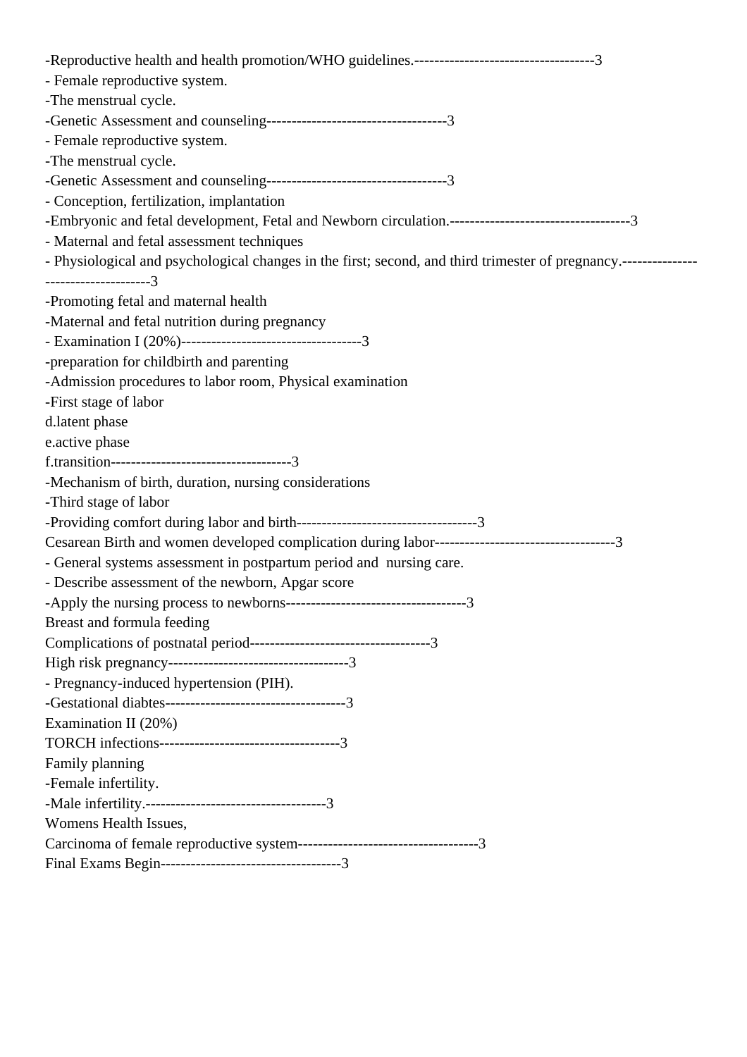-Reproductive health and health promotion/WHO guidelines.------------------------------------3
- Female reproductive system.
-The menstrual cycle.
-Genetic Assessment and counseling------------------------------------3
- Female reproductive system.
-The menstrual cycle.
-Genetic Assessment and counseling------------------------------------3
- Conception, fertilization, implantation
-Embryonic and fetal development, Fetal and Newborn circulation.------------------------------------3
- Maternal and fetal assessment techniques
- Physiological and psychological changes in the first; second, and third trimester of pregnancy.------------------------------------3
-Promoting fetal and maternal health
-Maternal and fetal nutrition during pregnancy
- Examination I (20%)------------------------------------3
-preparation for childbirth and parenting
-Admission procedures to labor room, Physical examination
-First stage of labor
d.latent phase
e.active phase
f.transition------------------------------------3
-Mechanism of birth, duration, nursing considerations
-Third stage of labor
-Providing comfort during labor and birth------------------------------------3
Cesarean Birth and women developed complication during labor------------------------------------3
- General systems assessment in postpartum period and nursing care.
- Describe assessment of the newborn, Apgar score
-Apply the nursing process to newborns------------------------------------3
Breast and formula feeding
Complications of postnatal period------------------------------------3
High risk pregnancy------------------------------------3
- Pregnancy-induced hypertension (PIH).
-Gestational diabtes------------------------------------3
Examination II (20%)
TORCH infections------------------------------------3
Family planning
-Female infertility.
-Male infertility.------------------------------------3
Womens Health Issues,
Carcinoma of female reproductive system------------------------------------3
Final Exams Begin------------------------------------3